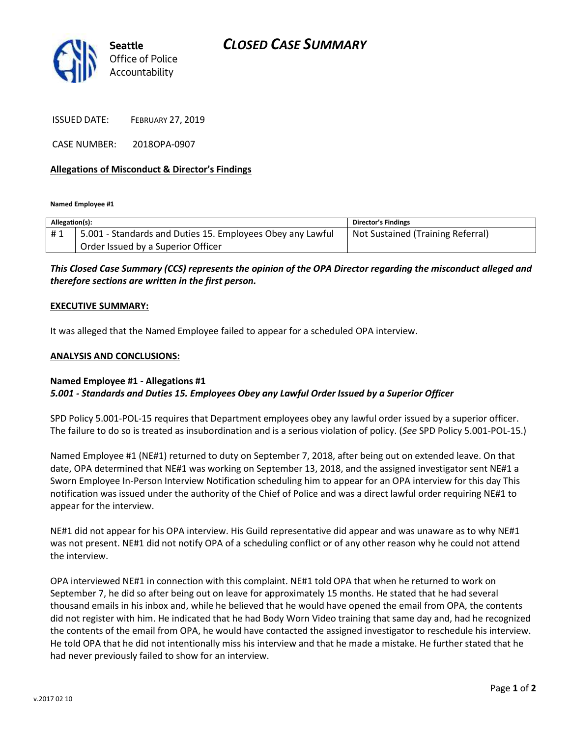Seattle Office of Police Accountability

# CLOSED CASE SUMMARY

ISSUED DATE: FEBRUARY 27, 2019

CASE NUMBER: 2018OPA-0907

**Allegations of Misconduct & Director's Findings**

**Named Employee #1**

| Allegation(s): | | Director's Findings |
|---|---|---|
| # 1 | 5.001 - Standards and Duties 15. Employees Obey any Lawful Order Issued by a Superior Officer | Not Sustained (Training Referral) |

***This Closed Case Summary (CCS) represents the opinion of the OPA Director regarding the misconduct alleged and therefore sections are written in the first person.***

**EXECUTIVE SUMMARY:**

It was alleged that the Named Employee failed to appear for a scheduled OPA interview.

**ANALYSIS AND CONCLUSIONS:**

**Named Employee #1 - Allegations #1**
***5.001 - Standards and Duties 15. Employees Obey any Lawful Order Issued by a Superior Officer***

SPD Policy 5.001-POL-15 requires that Department employees obey any lawful order issued by a superior officer. The failure to do so is treated as insubordination and is a serious violation of policy. (*See* SPD Policy 5.001-POL-15.)

Named Employee #1 (NE#1) returned to duty on September 7, 2018, after being out on extended leave. On that date, OPA determined that NE#1 was working on September 13, 2018, and the assigned investigator sent NE#1 a Sworn Employee In-Person Interview Notification scheduling him to appear for an OPA interview for this day This notification was issued under the authority of the Chief of Police and was a direct lawful order requiring NE#1 to appear for the interview.

NE#1 did not appear for his OPA interview. His Guild representative did appear and was unaware as to why NE#1 was not present. NE#1 did not notify OPA of a scheduling conflict or of any other reason why he could not attend the interview.

OPA interviewed NE#1 in connection with this complaint. NE#1 told OPA that when he returned to work on September 7, he did so after being out on leave for approximately 15 months. He stated that he had several thousand emails in his inbox and, while he believed that he would have opened the email from OPA, the contents did not register with him. He indicated that he had Body Worn Video training that same day and, had he recognized the contents of the email from OPA, he would have contacted the assigned investigator to reschedule his interview. He told OPA that he did not intentionally miss his interview and that he made a mistake. He further stated that he had never previously failed to show for an interview.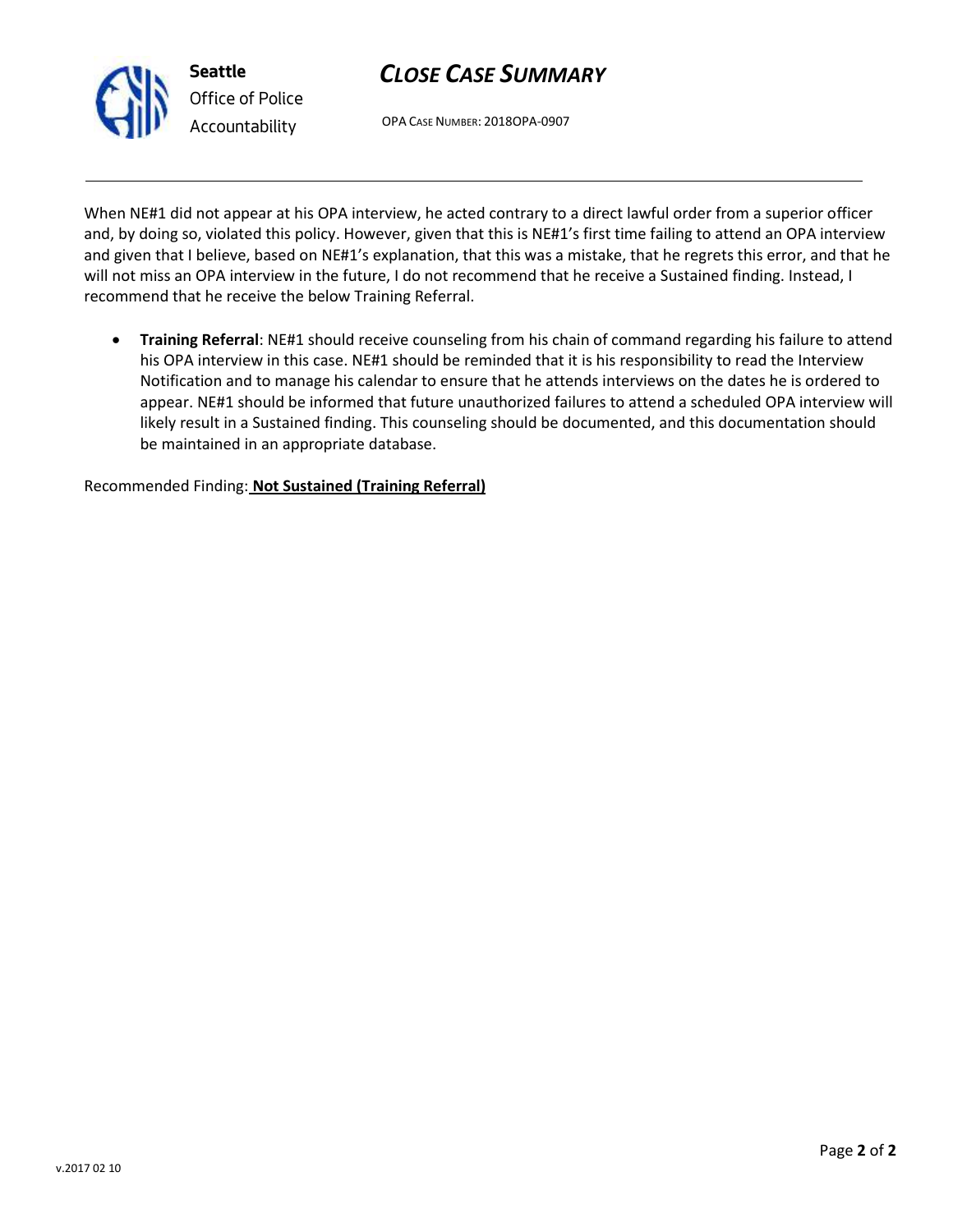When NE#1 did not appear at his OPA interview, he acted contrary to a direct lawful order from a superior officer and, by doing so, violated this policy. However, given that this is NE#1's first time failing to attend an OPA interview and given that I believe, based on NE#1's explanation, that this was a mistake, that he regrets this error, and that he will not miss an OPA interview in the future, I do not recommend that he receive a Sustained finding. Instead, I recommend that he receive the below Training Referral.

- **Training Referral**: NE#1 should receive counseling from his chain of command regarding his failure to attend his OPA interview in this case. NE#1 should be reminded that it is his responsibility to read the Interview Notification and to manage his calendar to ensure that he attends interviews on the dates he is ordered to appear. NE#1 should be informed that future unauthorized failures to attend a scheduled OPA interview will likely result in a Sustained finding. This counseling should be documented, and this documentation should be maintained in an appropriate database.

Recommended Finding: **Not Sustained (Training Referral)**